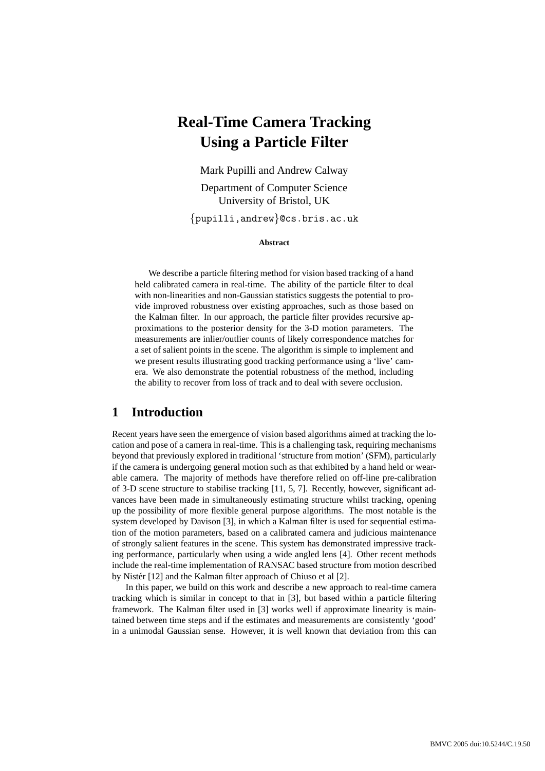# Real-Time Camera Tracking Using a Particle Filter

Mark Pupilli and Andrew Calway

Department of Computer Science
University of Bristol, UK

{pupilli,andrew}@cs.bris.ac.uk

**Abstract**

We describe a particle filtering method for vision based tracking of a hand held calibrated camera in real-time. The ability of the particle filter to deal with non-linearities and non-Gaussian statistics suggests the potential to provide improved robustness over existing approaches, such as those based on the Kalman filter. In our approach, the particle filter provides recursive approximations to the posterior density for the 3-D motion parameters. The measurements are inlier/outlier counts of likely correspondence matches for a set of salient points in the scene. The algorithm is simple to implement and we present results illustrating good tracking performance using a 'live' camera. We also demonstrate the potential robustness of the method, including the ability to recover from loss of track and to deal with severe occlusion.

## 1 Introduction

Recent years have seen the emergence of vision based algorithms aimed at tracking the location and pose of a camera in real-time. This is a challenging task, requiring mechanisms beyond that previously explored in traditional 'structure from motion' (SFM), particularly if the camera is undergoing general motion such as that exhibited by a hand held or wearable camera. The majority of methods have therefore relied on off-line pre-calibration of 3-D scene structure to stabilise tracking [11, 5, 7]. Recently, however, significant advances have been made in simultaneously estimating structure whilst tracking, opening up the possibility of more flexible general purpose algorithms. The most notable is the system developed by Davison [3], in which a Kalman filter is used for sequential estimation of the motion parameters, based on a calibrated camera and judicious maintenance of strongly salient features in the scene. This system has demonstrated impressive tracking performance, particularly when using a wide angled lens [4]. Other recent methods include the real-time implementation of RANSAC based structure from motion described by Nistér [12] and the Kalman filter approach of Chiuso et al [2].

In this paper, we build on this work and describe a new approach to real-time camera tracking which is similar in concept to that in [3], but based within a particle filtering framework. The Kalman filter used in [3] works well if approximate linearity is maintained between time steps and if the estimates and measurements are consistently 'good' in a unimodal Gaussian sense. However, it is well known that deviation from this can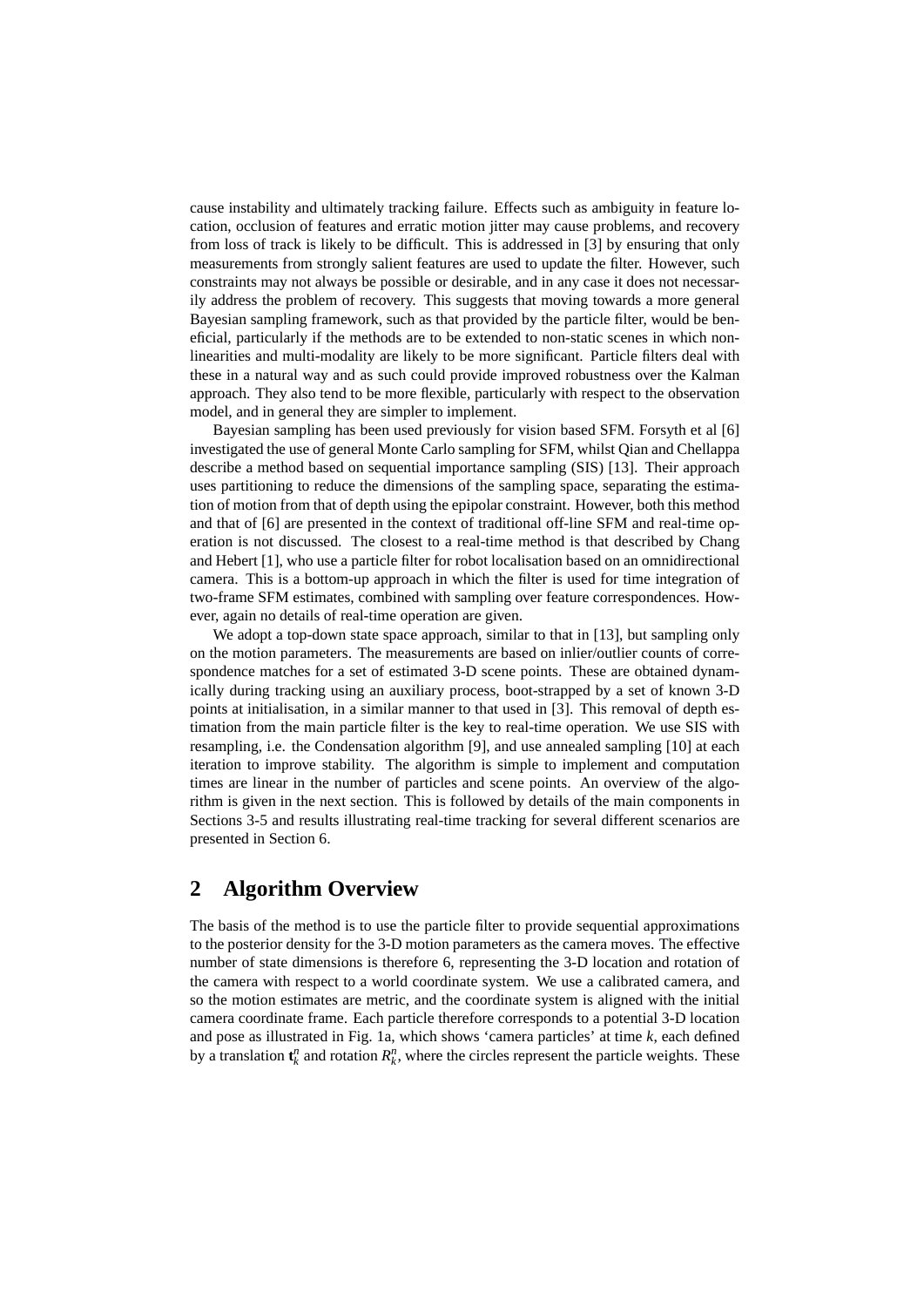cause instability and ultimately tracking failure. Effects such as ambiguity in feature location, occlusion of features and erratic motion jitter may cause problems, and recovery from loss of track is likely to be difficult. This is addressed in [3] by ensuring that only measurements from strongly salient features are used to update the filter. However, such constraints may not always be possible or desirable, and in any case it does not necessarily address the problem of recovery. This suggests that moving towards a more general Bayesian sampling framework, such as that provided by the particle filter, would be beneficial, particularly if the methods are to be extended to non-static scenes in which non-linearities and multi-modality are likely to be more significant. Particle filters deal with these in a natural way and as such could provide improved robustness over the Kalman approach. They also tend to be more flexible, particularly with respect to the observation model, and in general they are simpler to implement.

Bayesian sampling has been used previously for vision based SFM. Forsyth et al [6] investigated the use of general Monte Carlo sampling for SFM, whilst Qian and Chellappa describe a method based on sequential importance sampling (SIS) [13]. Their approach uses partitioning to reduce the dimensions of the sampling space, separating the estimation of motion from that of depth using the epipolar constraint. However, both this method and that of [6] are presented in the context of traditional off-line SFM and real-time operation is not discussed. The closest to a real-time method is that described by Chang and Hebert [1], who use a particle filter for robot localisation based on an omnidirectional camera. This is a bottom-up approach in which the filter is used for time integration of two-frame SFM estimates, combined with sampling over feature correspondences. However, again no details of real-time operation are given.

We adopt a top-down state space approach, similar to that in [13], but sampling only on the motion parameters. The measurements are based on inlier/outlier counts of correspondence matches for a set of estimated 3-D scene points. These are obtained dynamically during tracking using an auxiliary process, boot-strapped by a set of known 3-D points at initialisation, in a similar manner to that used in [3]. This removal of depth estimation from the main particle filter is the key to real-time operation. We use SIS with resampling, i.e. the Condensation algorithm [9], and use annealed sampling [10] at each iteration to improve stability. The algorithm is simple to implement and computation times are linear in the number of particles and scene points. An overview of the algorithm is given in the next section. This is followed by details of the main components in Sections 3-5 and results illustrating real-time tracking for several different scenarios are presented in Section 6.

## 2 Algorithm Overview

The basis of the method is to use the particle filter to provide sequential approximations to the posterior density for the 3-D motion parameters as the camera moves. The effective number of state dimensions is therefore 6, representing the 3-D location and rotation of the camera with respect to a world coordinate system. We use a calibrated camera, and so the motion estimates are metric, and the coordinate system is aligned with the initial camera coordinate frame. Each particle therefore corresponds to a potential 3-D location and pose as illustrated in Fig. 1a, which shows 'camera particles' at time $k$, each defined by a translation $\mathbf{t}_k^n$ and rotation $R_k^n$, where the circles represent the particle weights. These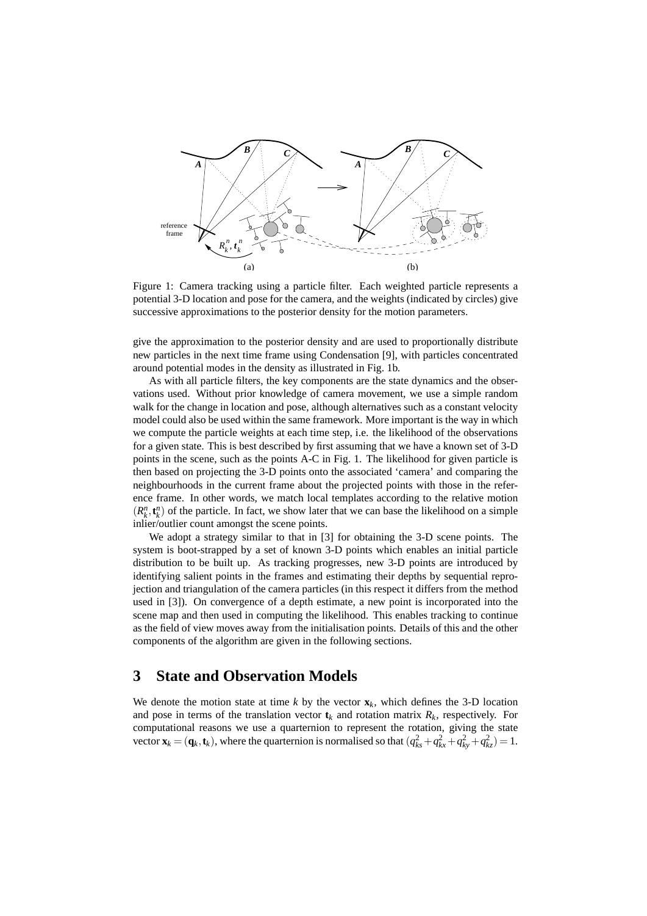Figure 1: Camera tracking using a particle filter. Each weighted particle represents a potential 3-D location and pose for the camera, and the weights (indicated by circles) give successive approximations to the posterior density for the motion parameters.

give the approximation to the posterior density and are used to proportionally distribute new particles in the next time frame using Condensation [9], with particles concentrated around potential modes in the density as illustrated in Fig. 1b.

As with all particle filters, the key components are the state dynamics and the observations used. Without prior knowledge of camera movement, we use a simple random walk for the change in location and pose, although alternatives such as a constant velocity model could also be used within the same framework. More important is the way in which we compute the particle weights at each time step, i.e. the likelihood of the observations for a given state. This is best described by first assuming that we have a known set of 3-D points in the scene, such as the points A-C in Fig. 1. The likelihood for given particle is then based on projecting the 3-D points onto the associated 'camera' and comparing the neighbourhoods in the current frame about the projected points with those in the reference frame. In other words, we match local templates according to the relative motion $(R_k^n, \mathbf{t}_k^n)$ of the particle. In fact, we show later that we can base the likelihood on a simple inlier/outlier count amongst the scene points.

We adopt a strategy similar to that in [3] for obtaining the 3-D scene points. The system is boot-strapped by a set of known 3-D points which enables an initial particle distribution to be built up. As tracking progresses, new 3-D points are introduced by identifying salient points in the frames and estimating their depths by sequential reprojection and triangulation of the camera particles (in this respect it differs from the method used in [3]). On convergence of a depth estimate, a new point is incorporated into the scene map and then used in computing the likelihood. This enables tracking to continue as the field of view moves away from the initialisation points. Details of this and the other components of the algorithm are given in the following sections.

# 3 State and Observation Models

We denote the motion state at time $k$ by the vector $\mathbf{x}_k$, which defines the 3-D location and pose in terms of the translation vector $\mathbf{t}_k$ and rotation matrix $R_k$, respectively. For computational reasons we use a quarternion to represent the rotation, giving the state vector $\mathbf{x}_k = (\mathbf{q}_k, \mathbf{t}_k)$, where the quarternion is normalised so that $(q_{ks}^2 + q_{kx}^2 + q_{ky}^2 + q_{kz}^2) = 1$.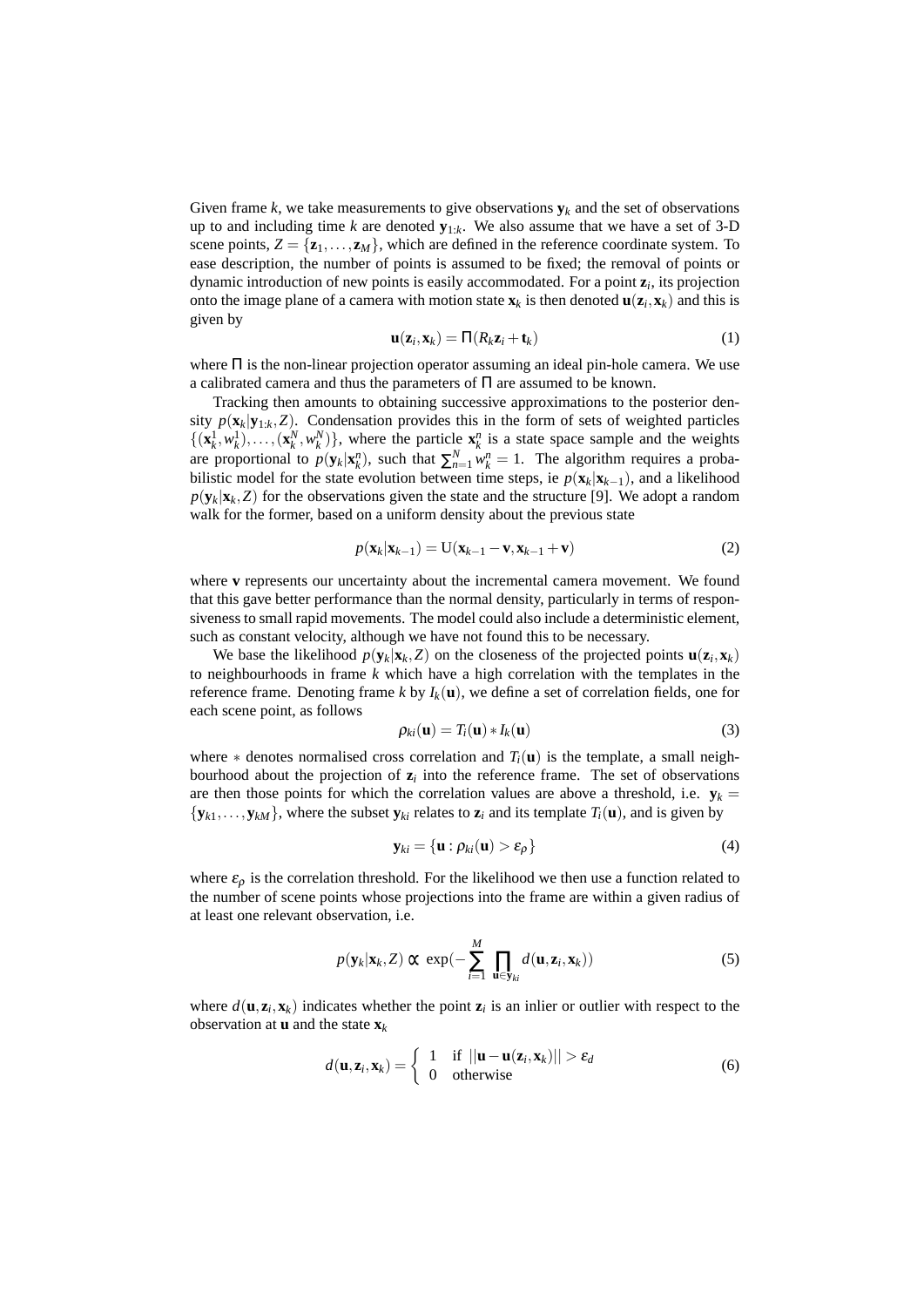Given frame $k$, we take measurements to give observations $\mathbf{y}_k$ and the set of observations up to and including time $k$ are denoted $\mathbf{y}_{1:k}$. We also assume that we have a set of 3-D scene points, $Z = \{\mathbf{z}_1, \ldots, \mathbf{z}_M\}$, which are defined in the reference coordinate system. To ease description, the number of points is assumed to be fixed; the removal of points or dynamic introduction of new points is easily accommodated. For a point $\mathbf{z}_i$, its projection onto the image plane of a camera with motion state $\mathbf{x}_k$ is then denoted $\mathbf{u}(\mathbf{z}_i, \mathbf{x}_k)$ and this is given by

$$\mathbf{u}(\mathbf{z}_i, \mathbf{x}_k) = \Pi(R_k \mathbf{z}_i + \mathbf{t}_k) \tag{1}$$

where $\Pi$ is the non-linear projection operator assuming an ideal pin-hole camera. We use a calibrated camera and thus the parameters of $\Pi$ are assumed to be known.

Tracking then amounts to obtaining successive approximations to the posterior density $p(\mathbf{x}_k|\mathbf{y}_{1:k}, Z)$. Condensation provides this in the form of sets of weighted particles $\{(\mathbf{x}_k^1, w_k^1), \ldots, (\mathbf{x}_k^N, w_k^N)\}$, where the particle $\mathbf{x}_k^n$ is a state space sample and the weights are proportional to $p(\mathbf{y}_k|\mathbf{x}_k^n)$, such that $\sum_{n=1}^N w_k^n = 1$. The algorithm requires a probabilistic model for the state evolution between time steps, ie $p(\mathbf{x}_k|\mathbf{x}_{k-1})$, and a likelihood $p(\mathbf{y}_k|\mathbf{x}_k, Z)$ for the observations given the state and the structure [9]. We adopt a random walk for the former, based on a uniform density about the previous state

$$p(\mathbf{x}_k|\mathbf{x}_{k-1}) = \mathrm{U}(\mathbf{x}_{k-1} - \mathbf{v}, \mathbf{x}_{k-1} + \mathbf{v}) \tag{2}$$

where $\mathbf{v}$ represents our uncertainty about the incremental camera movement. We found that this gave better performance than the normal density, particularly in terms of responsiveness to small rapid movements. The model could also include a deterministic element, such as constant velocity, although we have not found this to be necessary.

We base the likelihood $p(\mathbf{y}_k|\mathbf{x}_k, Z)$ on the closeness of the projected points $\mathbf{u}(\mathbf{z}_i, \mathbf{x}_k)$ to neighbourhoods in frame $k$ which have a high correlation with the templates in the reference frame. Denoting frame $k$ by $I_k(\mathbf{u})$, we define a set of correlation fields, one for each scene point, as follows

$$\rho_{ki}(\mathbf{u}) = T_i(\mathbf{u}) * I_k(\mathbf{u}) \tag{3}$$

where $*$ denotes normalised cross correlation and $T_i(\mathbf{u})$ is the template, a small neighbourhood about the projection of $\mathbf{z}_i$ into the reference frame. The set of observations are then those points for which the correlation values are above a threshold, i.e. $\mathbf{y}_k = \{\mathbf{y}_{k1}, \ldots, \mathbf{y}_{kM}\}$, where the subset $\mathbf{y}_{ki}$ relates to $\mathbf{z}_i$ and its template $T_i(\mathbf{u})$, and is given by

$$\mathbf{y}_{ki} = \{\mathbf{u} : \rho_{ki}(\mathbf{u}) > \varepsilon_\rho\} \tag{4}$$

where $\varepsilon_\rho$ is the correlation threshold. For the likelihood we then use a function related to the number of scene points whose projections into the frame are within a given radius of at least one relevant observation, i.e.

$$p(\mathbf{y}_k|\mathbf{x}_k, Z) \propto \exp\Big(-\sum_{i=1}^{M} \prod_{\mathbf{u} \in \mathbf{y}_{ki}} d(\mathbf{u}, \mathbf{z}_i, \mathbf{x}_k)\Big) \tag{5}$$

where $d(\mathbf{u}, \mathbf{z}_i, \mathbf{x}_k)$ indicates whether the point $\mathbf{z}_i$ is an inlier or outlier with respect to the observation at $\mathbf{u}$ and the state $\mathbf{x}_k$

$$d(\mathbf{u}, \mathbf{z}_i, \mathbf{x}_k) = \begin{cases} 1 & \text{if } ||\mathbf{u} - \mathbf{u}(\mathbf{z}_i, \mathbf{x}_k)|| > \varepsilon_d \\ 0 & \text{otherwise} \end{cases} \tag{6}$$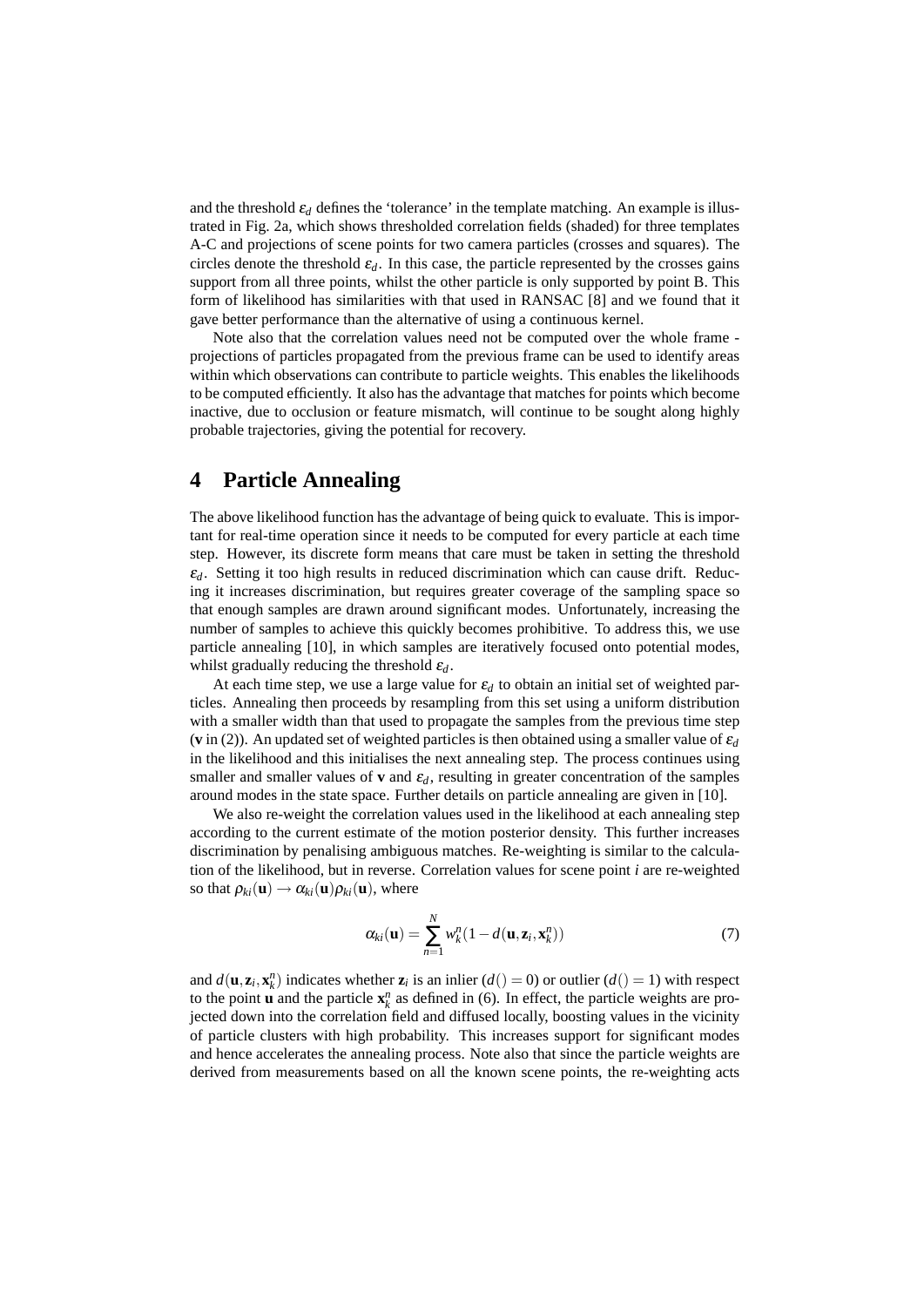and the threshold $\varepsilon_d$ defines the 'tolerance' in the template matching. An example is illustrated in Fig. 2a, which shows thresholded correlation fields (shaded) for three templates A-C and projections of scene points for two camera particles (crosses and squares). The circles denote the threshold $\varepsilon_d$. In this case, the particle represented by the crosses gains support from all three points, whilst the other particle is only supported by point B. This form of likelihood has similarities with that used in RANSAC [8] and we found that it gave better performance than the alternative of using a continuous kernel.

Note also that the correlation values need not be computed over the whole frame - projections of particles propagated from the previous frame can be used to identify areas within which observations can contribute to particle weights. This enables the likelihoods to be computed efficiently. It also has the advantage that matches for points which become inactive, due to occlusion or feature mismatch, will continue to be sought along highly probable trajectories, giving the potential for recovery.

# 4 Particle Annealing

The above likelihood function has the advantage of being quick to evaluate. This is important for real-time operation since it needs to be computed for every particle at each time step. However, its discrete form means that care must be taken in setting the threshold $\varepsilon_d$. Setting it too high results in reduced discrimination which can cause drift. Reducing it increases discrimination, but requires greater coverage of the sampling space so that enough samples are drawn around significant modes. Unfortunately, increasing the number of samples to achieve this quickly becomes prohibitive. To address this, we use particle annealing [10], in which samples are iteratively focused onto potential modes, whilst gradually reducing the threshold $\varepsilon_d$.

At each time step, we use a large value for $\varepsilon_d$ to obtain an initial set of weighted particles. Annealing then proceeds by resampling from this set using a uniform distribution with a smaller width than that used to propagate the samples from the previous time step ($\mathbf{v}$ in (2)). An updated set of weighted particles is then obtained using a smaller value of $\varepsilon_d$ in the likelihood and this initialises the next annealing step. The process continues using smaller and smaller values of $\mathbf{v}$ and $\varepsilon_d$, resulting in greater concentration of the samples around modes in the state space. Further details on particle annealing are given in [10].

We also re-weight the correlation values used in the likelihood at each annealing step according to the current estimate of the motion posterior density. This further increases discrimination by penalising ambiguous matches. Re-weighting is similar to the calculation of the likelihood, but in reverse. Correlation values for scene point $i$ are re-weighted so that $\rho_{ki}(\mathbf{u}) \rightarrow \alpha_{ki}(\mathbf{u})\rho_{ki}(\mathbf{u})$, where

$$\alpha_{ki}(\mathbf{u}) = \sum_{n=1}^{N} w_k^n (1 - d(\mathbf{u}, \mathbf{z}_i, \mathbf{x}_k^n)) \tag{7}$$

and $d(\mathbf{u}, \mathbf{z}_i, \mathbf{x}_k^n)$ indicates whether $\mathbf{z}_i$ is an inlier ($d() = 0$) or outlier ($d() = 1$) with respect to the point $\mathbf{u}$ and the particle $\mathbf{x}_k^n$ as defined in (6). In effect, the particle weights are projected down into the correlation field and diffused locally, boosting values in the vicinity of particle clusters with high probability. This increases support for significant modes and hence accelerates the annealing process. Note also that since the particle weights are derived from measurements based on all the known scene points, the re-weighting acts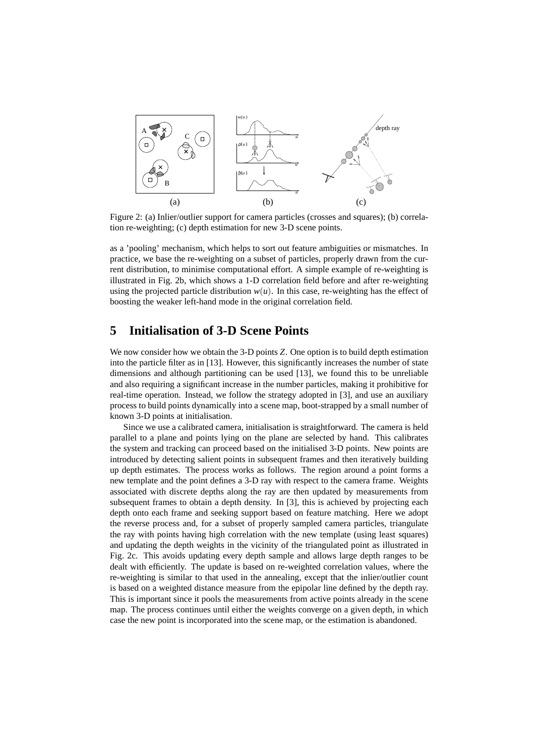Figure 2: (a) Inlier/outlier support for camera particles (crosses and squares); (b) correlation re-weighting; (c) depth estimation for new 3-D scene points.

as a 'pooling' mechanism, which helps to sort out feature ambiguities or mismatches. In practice, we base the re-weighting on a subset of particles, properly drawn from the current distribution, to minimise computational effort. A simple example of re-weighting is illustrated in Fig. 2b, which shows a 1-D correlation field before and after re-weighting using the projected particle distribution $w(u)$. In this case, re-weighting has the effect of boosting the weaker left-hand mode in the original correlation field.

## 5 Initialisation of 3-D Scene Points

We now consider how we obtain the 3-D points $Z$. One option is to build depth estimation into the particle filter as in [13]. However, this significantly increases the number of state dimensions and although partitioning can be used [13], we found this to be unreliable and also requiring a significant increase in the number particles, making it prohibitive for real-time operation. Instead, we follow the strategy adopted in [3], and use an auxiliary process to build points dynamically into a scene map, boot-strapped by a small number of known 3-D points at initialisation.

Since we use a calibrated camera, initialisation is straightforward. The camera is held parallel to a plane and points lying on the plane are selected by hand. This calibrates the system and tracking can proceed based on the initialised 3-D points. New points are introduced by detecting salient points in subsequent frames and then iteratively building up depth estimates. The process works as follows. The region around a point forms a new template and the point defines a 3-D ray with respect to the camera frame. Weights associated with discrete depths along the ray are then updated by measurements from subsequent frames to obtain a depth density. In [3], this is achieved by projecting each depth onto each frame and seeking support based on feature matching. Here we adopt the reverse process and, for a subset of properly sampled camera particles, triangulate the ray with points having high correlation with the new template (using least squares) and updating the depth weights in the vicinity of the triangulated point as illustrated in Fig. 2c. This avoids updating every depth sample and allows large depth ranges to be dealt with efficiently. The update is based on re-weighted correlation values, where the re-weighting is similar to that used in the annealing, except that the inlier/outlier count is based on a weighted distance measure from the epipolar line defined by the depth ray. This is important since it pools the measurements from active points already in the scene map. The process continues until either the weights converge on a given depth, in which case the new point is incorporated into the scene map, or the estimation is abandoned.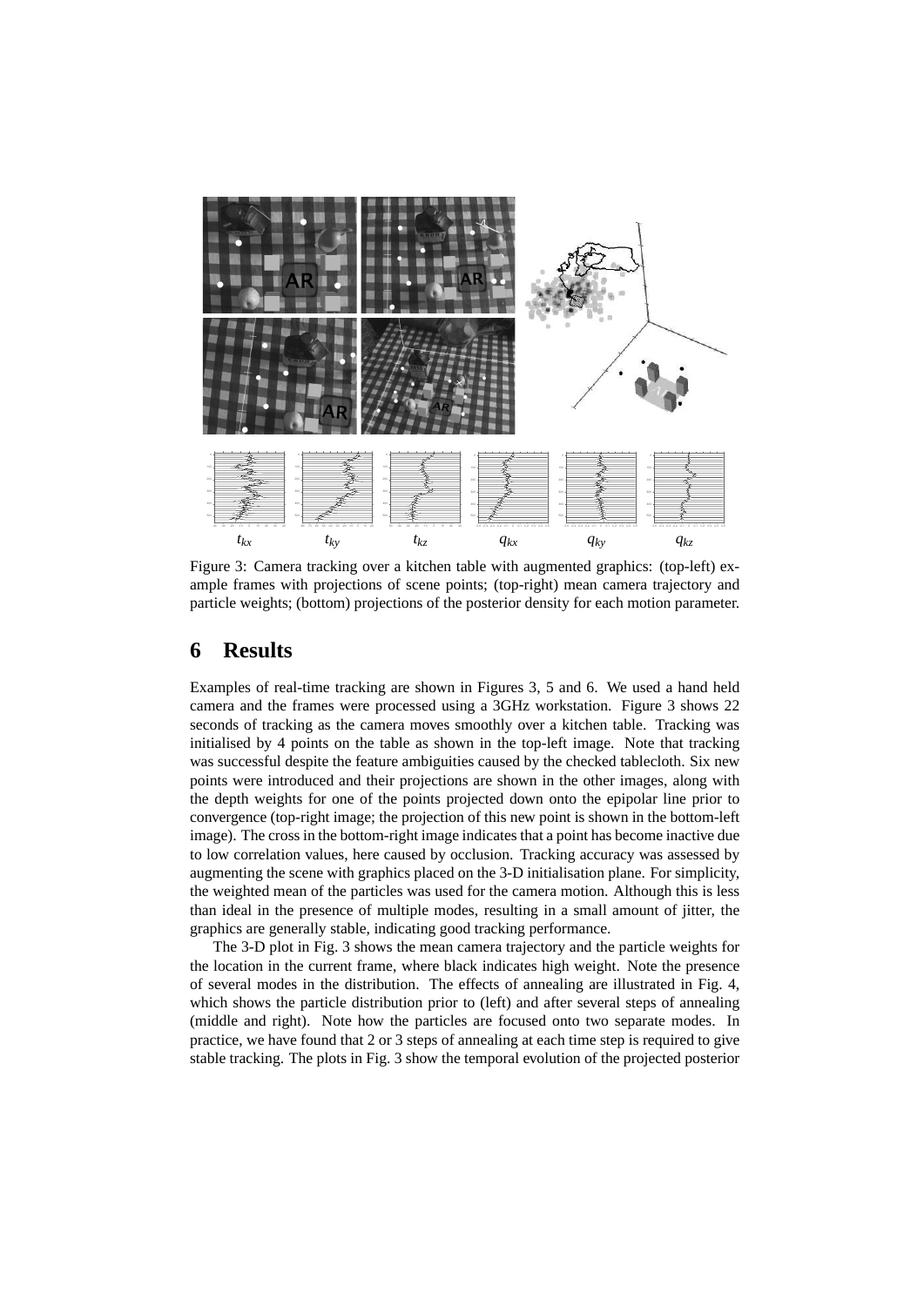Figure 3: Camera tracking over a kitchen table with augmented graphics: (top-left) example frames with projections of scene points; (top-right) mean camera trajectory and particle weights; (bottom) projections of the posterior density for each motion parameter.

## 6 Results

Examples of real-time tracking are shown in Figures 3, 5 and 6. We used a hand held camera and the frames were processed using a 3GHz workstation. Figure 3 shows 22 seconds of tracking as the camera moves smoothly over a kitchen table. Tracking was initialised by 4 points on the table as shown in the top-left image. Note that tracking was successful despite the feature ambiguities caused by the checked tablecloth. Six new points were introduced and their projections are shown in the other images, along with the depth weights for one of the points projected down onto the epipolar line prior to convergence (top-right image; the projection of this new point is shown in the bottom-left image). The cross in the bottom-right image indicates that a point has become inactive due to low correlation values, here caused by occlusion. Tracking accuracy was assessed by augmenting the scene with graphics placed on the 3-D initialisation plane. For simplicity, the weighted mean of the particles was used for the camera motion. Although this is less than ideal in the presence of multiple modes, resulting in a small amount of jitter, the graphics are generally stable, indicating good tracking performance.

The 3-D plot in Fig. 3 shows the mean camera trajectory and the particle weights for the location in the current frame, where black indicates high weight. Note the presence of several modes in the distribution. The effects of annealing are illustrated in Fig. 4, which shows the particle distribution prior to (left) and after several steps of annealing (middle and right). Note how the particles are focused onto two separate modes. In practice, we have found that 2 or 3 steps of annealing at each time step is required to give stable tracking. The plots in Fig. 3 show the temporal evolution of the projected posterior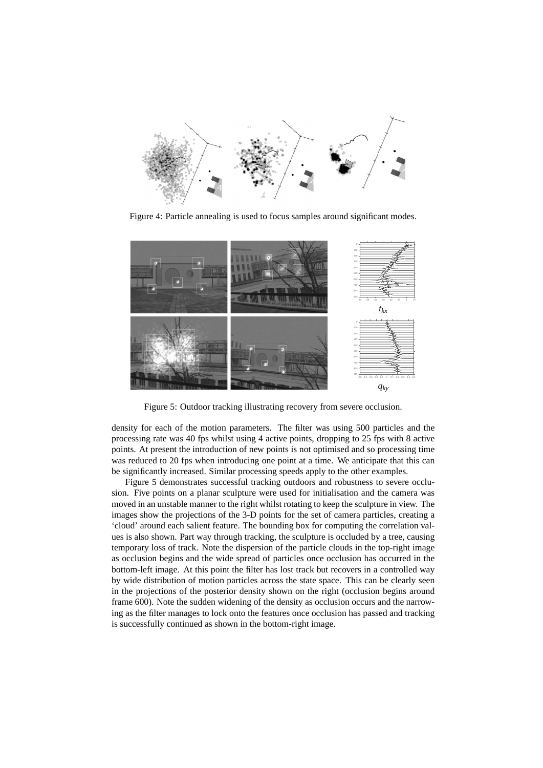Figure 4: Particle annealing is used to focus samples around significant modes.

$t_{kx}$

$q_{ky}$

Figure 5: Outdoor tracking illustrating recovery from severe occlusion.

density for each of the motion parameters. The filter was using 500 particles and the processing rate was 40 fps whilst using 4 active points, dropping to 25 fps with 8 active points. At present the introduction of new points is not optimised and so processing time was reduced to 20 fps when introducing one point at a time. We anticipate that this can be significantly increased. Similar processing speeds apply to the other examples.

Figure 5 demonstrates successful tracking outdoors and robustness to severe occlusion. Five points on a planar sculpture were used for initialisation and the camera was moved in an unstable manner to the right whilst rotating to keep the sculpture in view. The images show the projections of the 3-D points for the set of camera particles, creating a 'cloud' around each salient feature. The bounding box for computing the correlation values is also shown. Part way through tracking, the sculpture is occluded by a tree, causing temporary loss of track. Note the dispersion of the particle clouds in the top-right image as occlusion begins and the wide spread of particles once occlusion has occurred in the bottom-left image. At this point the filter has lost track but recovers in a controlled way by wide distribution of motion particles across the state space. This can be clearly seen in the projections of the posterior density shown on the right (occlusion begins around frame 600). Note the sudden widening of the density as occlusion occurs and the narrowing as the filter manages to lock onto the features once occlusion has passed and tracking is successfully continued as shown in the bottom-right image.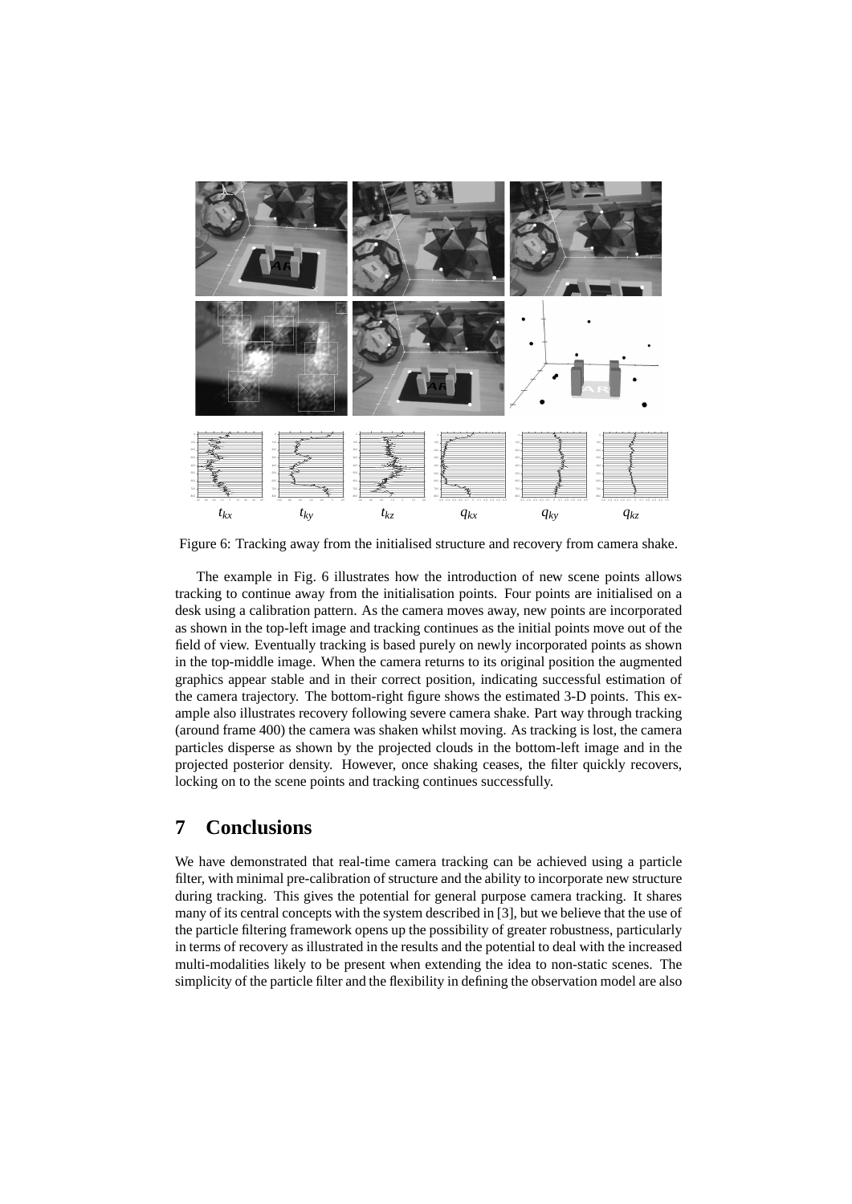$t_{kx}$ $t_{ky}$ $t_{kz}$ $q_{kx}$ $q_{ky}$ $q_{kz}$

Figure 6: Tracking away from the initialised structure and recovery from camera shake.

The example in Fig. 6 illustrates how the introduction of new scene points allows tracking to continue away from the initialisation points. Four points are initialised on a desk using a calibration pattern. As the camera moves away, new points are incorporated as shown in the top-left image and tracking continues as the initial points move out of the field of view. Eventually tracking is based purely on newly incorporated points as shown in the top-middle image. When the camera returns to its original position the augmented graphics appear stable and in their correct position, indicating successful estimation of the camera trajectory. The bottom-right figure shows the estimated 3-D points. This example also illustrates recovery following severe camera shake. Part way through tracking (around frame 400) the camera was shaken whilst moving. As tracking is lost, the camera particles disperse as shown by the projected clouds in the bottom-left image and in the projected posterior density. However, once shaking ceases, the filter quickly recovers, locking on to the scene points and tracking continues successfully.

## 7 Conclusions

We have demonstrated that real-time camera tracking can be achieved using a particle filter, with minimal pre-calibration of structure and the ability to incorporate new structure during tracking. This gives the potential for general purpose camera tracking. It shares many of its central concepts with the system described in [3], but we believe that the use of the particle filtering framework opens up the possibility of greater robustness, particularly in terms of recovery as illustrated in the results and the potential to deal with the increased multi-modalities likely to be present when extending the idea to non-static scenes. The simplicity of the particle filter and the flexibility in defining the observation model are also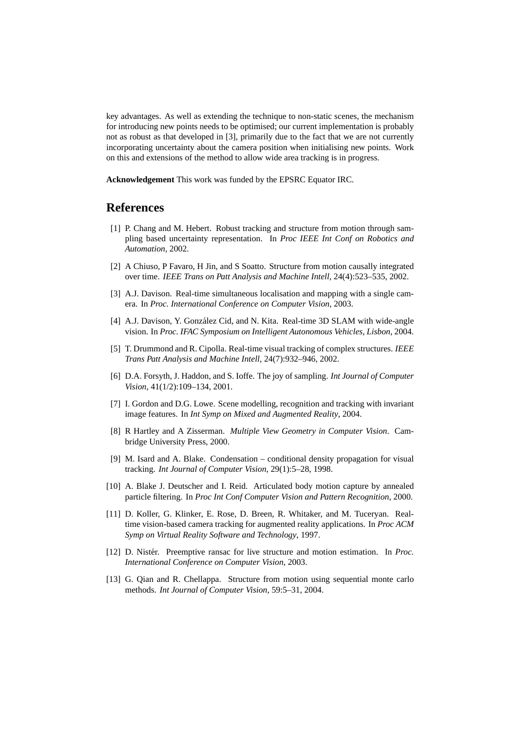key advantages. As well as extending the technique to non-static scenes, the mechanism for introducing new points needs to be optimised; our current implementation is probably not as robust as that developed in [3], primarily due to the fact that we are not currently incorporating uncertainty about the camera position when initialising new points. Work on this and extensions of the method to allow wide area tracking is in progress.

**Acknowledgement** This work was funded by the EPSRC Equator IRC.

## References

[1] P. Chang and M. Hebert. Robust tracking and structure from motion through sampling based uncertainty representation. In *Proc IEEE Int Conf on Robotics and Automation*, 2002.

[2] A Chiuso, P Favaro, H Jin, and S Soatto. Structure from motion causally integrated over time. *IEEE Trans on Patt Analysis and Machine Intell*, 24(4):523–535, 2002.

[3] A.J. Davison. Real-time simultaneous localisation and mapping with a single camera. In *Proc. International Conference on Computer Vision*, 2003.

[4] A.J. Davison, Y. González Cid, and N. Kita. Real-time 3D SLAM with wide-angle vision. In *Proc. IFAC Symposium on Intelligent Autonomous Vehicles, Lisbon*, 2004.

[5] T. Drummond and R. Cipolla. Real-time visual tracking of complex structures. *IEEE Trans Patt Analysis and Machine Intell*, 24(7):932–946, 2002.

[6] D.A. Forsyth, J. Haddon, and S. Ioffe. The joy of sampling. *Int Journal of Computer Vision*, 41(1/2):109–134, 2001.

[7] I. Gordon and D.G. Lowe. Scene modelling, recognition and tracking with invariant image features. In *Int Symp on Mixed and Augmented Reality*, 2004.

[8] R Hartley and A Zisserman. *Multiple View Geometry in Computer Vision*. Cambridge University Press, 2000.

[9] M. Isard and A. Blake. Condensation – conditional density propagation for visual tracking. *Int Journal of Computer Vision*, 29(1):5–28, 1998.

[10] A. Blake J. Deutscher and I. Reid. Articulated body motion capture by annealed particle filtering. In *Proc Int Conf Computer Vision and Pattern Recognition*, 2000.

[11] D. Koller, G. Klinker, E. Rose, D. Breen, R. Whitaker, and M. Tuceryan. Real-time vision-based camera tracking for augmented reality applications. In *Proc ACM Symp on Virtual Reality Software and Technology*, 1997.

[12] D. Nistér. Preemptive ransac for live structure and motion estimation. In *Proc. International Conference on Computer Vision*, 2003.

[13] G. Qian and R. Chellappa. Structure from motion using sequential monte carlo methods. *Int Journal of Computer Vision*, 59:5–31, 2004.